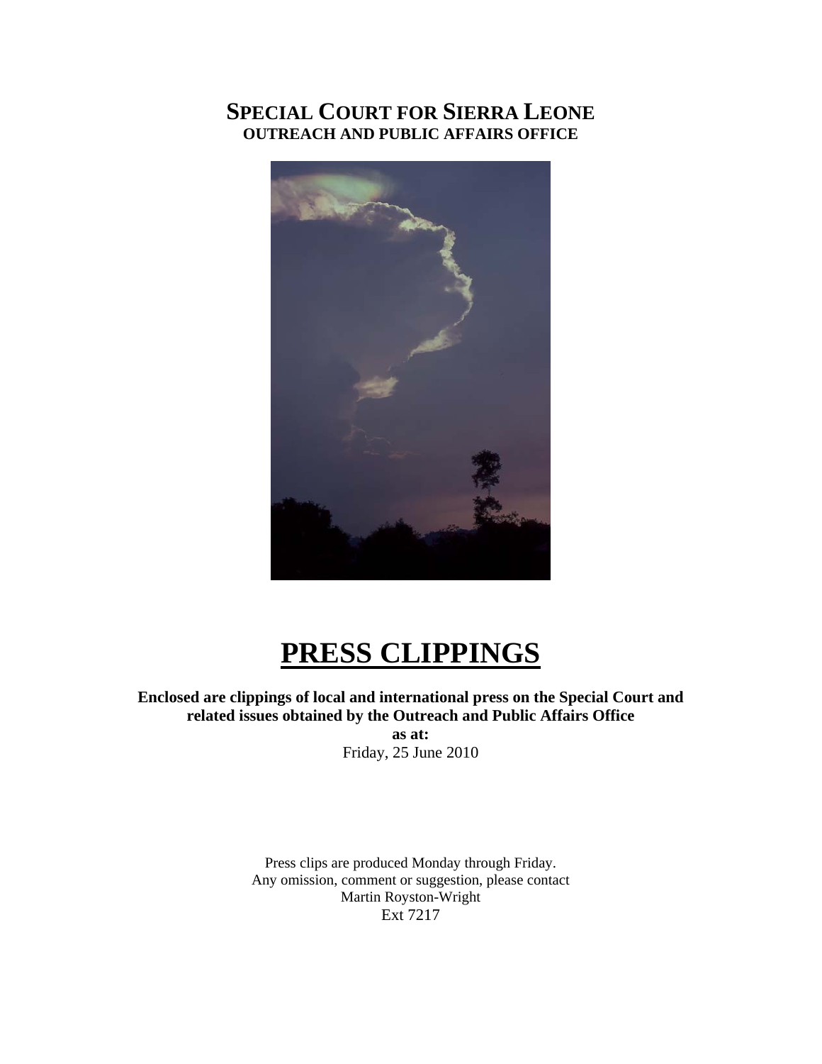# SPECIAL COURT FOR SIERRA LEONE
## OUTREACH AND PUBLIC AFFAIRS OFFICE

# PRESS CLIPPINGS

**Enclosed are clippings of local and international press on the Special Court and related issues obtained by the Outreach and Public Affairs Office**
**as at:**
Friday, 25 June 2010

Press clips are produced Monday through Friday.
Any omission, comment or suggestion, please contact
Martin Royston-Wright
Ext 7217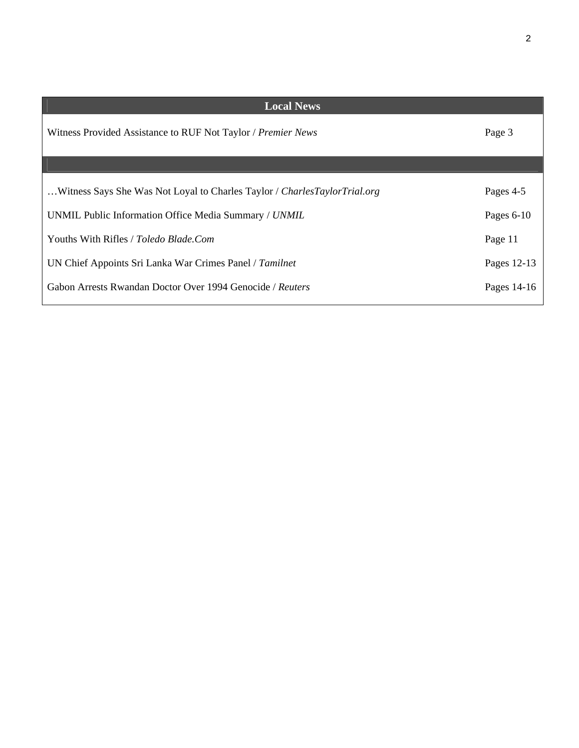## Local News

| | |
|---|---|
| Witness Provided Assistance to RUF Not Taylor / *Premier News* | Page 3 |

| | |
|---|---|
| …Witness Says She Was Not Loyal to Charles Taylor / *CharlesTaylorTrial.org* | Pages 4-5 |
| UNMIL Public Information Office Media Summary / *UNMIL* | Pages 6-10 |
| Youths With Rifles / *Toledo Blade.Com* | Page 11 |
| UN Chief Appoints Sri Lanka War Crimes Panel / *Tamilnet* | Pages 12-13 |
| Gabon Arrests Rwandan Doctor Over 1994 Genocide / *Reuters* | Pages 14-16 |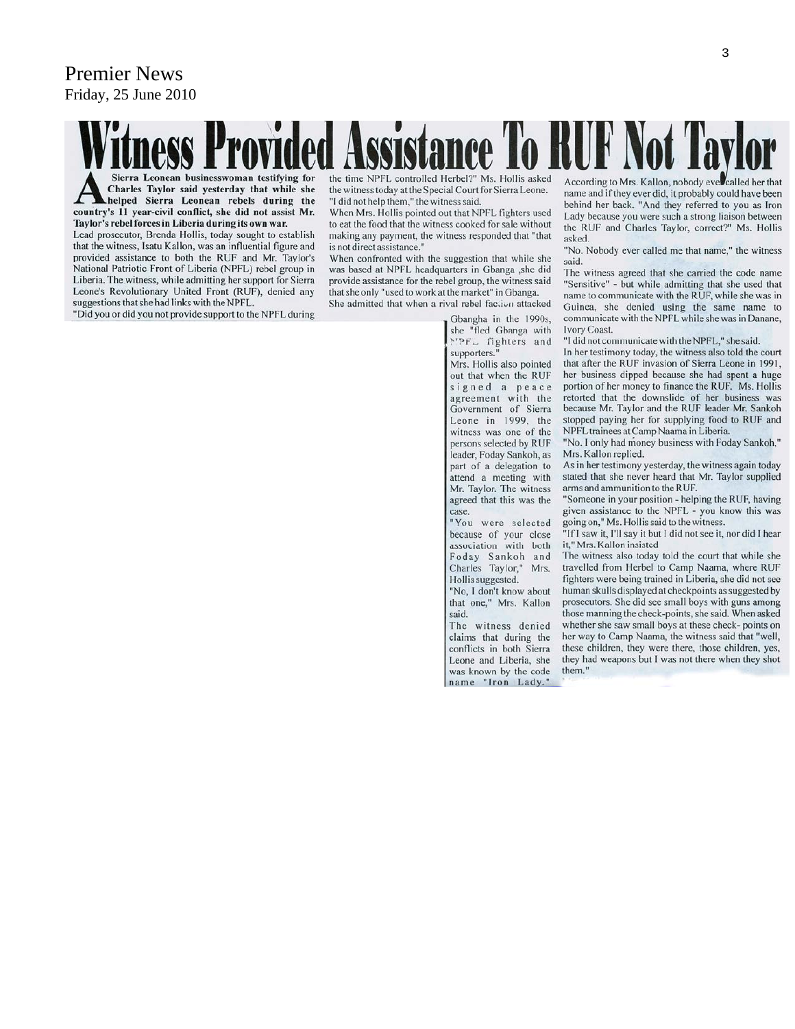Premier News
Friday, 25 June 2010

# Witness Provided Assistance To RUF Not Taylor

**A Sierra Leonean businesswoman testifying for Charles Taylor said yesterday that while she helped Sierra Leonean rebels during the country's 11 year-civil conflict, she did not assist Mr. Taylor's rebel forces in Liberia during its own war.**

Lead prosecutor, Brenda Hollis, today sought to establish that the witness, Isatu Kallon, was an influential figure and provided assistance to both the RUF and Mr. Taylor's National Patriotic Front of Liberia (NPFL) rebel group in Liberia. The witness, while admitting her support for Sierra Leone's Revolutionary United Front (RUF), denied any suggestions that she had links with the NPFL.

"Did you or did you not provide support to the NPFL during the time NPFL controlled Herbel?" Ms. Hollis asked the witness today at the Special Court for Sierra Leone.

"I did not help them," the witness said.

When Mrs. Hollis pointed out that NPFL fighters used to eat the food that the witness cooked for sale without making any payment, the witness responded that "that is not direct assistance."

When confronted with the suggestion that while she was based at NPFL headquarters in Gbanga ,she did provide assistance for the rebel group, the witness said that she only "used to work at the market" in Gbanga.

She admitted that when a rival rebel faction attacked Gbangha in the 1990s, she "fled Gbanga with NPFL fighters and supporters."

Mrs. Hollis also pointed out that when the RUF signed a peace agreement with the Government of Sierra Leone in 1999, the witness was one of the persons selected by RUF leader, Foday Sankoh, as part of a delegation to attend a meeting with Mr. Taylor. The witness agreed that this was the case.

"You were selected because of your close association with both Foday Sankoh and Charles Taylor," Mrs. Hollis suggested.

"No, I don't know about that one," Mrs. Kallon said.

The witness denied claims that during the conflicts in both Sierra Leone and Liberia, she was known by the code name "Iron Lady."

According to Mrs. Kallon, nobody ever called her that name and if they ever did, it probably could have been behind her back. "And they referred to you as Iron Lady because you were such a strong liaison between the RUF and Charles Taylor, correct?" Ms. Hollis asked.

"No. Nobody ever called me that name," the witness said.

The witness agreed that she carried the code name "Sensitive" - but while admitting that she used that name to communicate with the RUF, while she was in Guinea, she denied using the same name to communicate with the NPFL while she was in Danane, Ivory Coast.

"I did not communicate with the NPFL," she said.

In her testimony today, the witness also told the court that after the RUF invasion of Sierra Leone in 1991, her business dipped because she had spent a huge portion of her money to finance the RUF. Ms. Hollis retorted that the downslide of her business was because Mr. Taylor and the RUF leader Mr. Sankoh stopped paying her for supplying food to RUF and NPFL trainees at Camp Naama in Liberia.

"No. I only had money business with Foday Sankoh," Mrs. Kallon replied.

As in her testimony yesterday, the witness again today stated that she never heard that Mr. Taylor supplied arms and ammunition to the RUF.

"Someone in your position - helping the RUF, having given assistance to the NPFL - you know this was going on," Ms. Hollis said to the witness.

"If I saw it, I'll say it but I did not see it, nor did I hear it," Mrs. Kallon insisted

The witness also today told the court that while she travelled from Herbel to Camp Naama, where RUF fighters were being trained in Liberia, she did not see human skulls displayed at checkpoints as suggested by prosecutors. She did see small boys with guns among those manning the check-points, she said. When asked whether she saw small boys at these check- points on her way to Camp Naama, the witness said that "well, these children, they were there, those children, yes, they had weapons but I was not there when they shot them."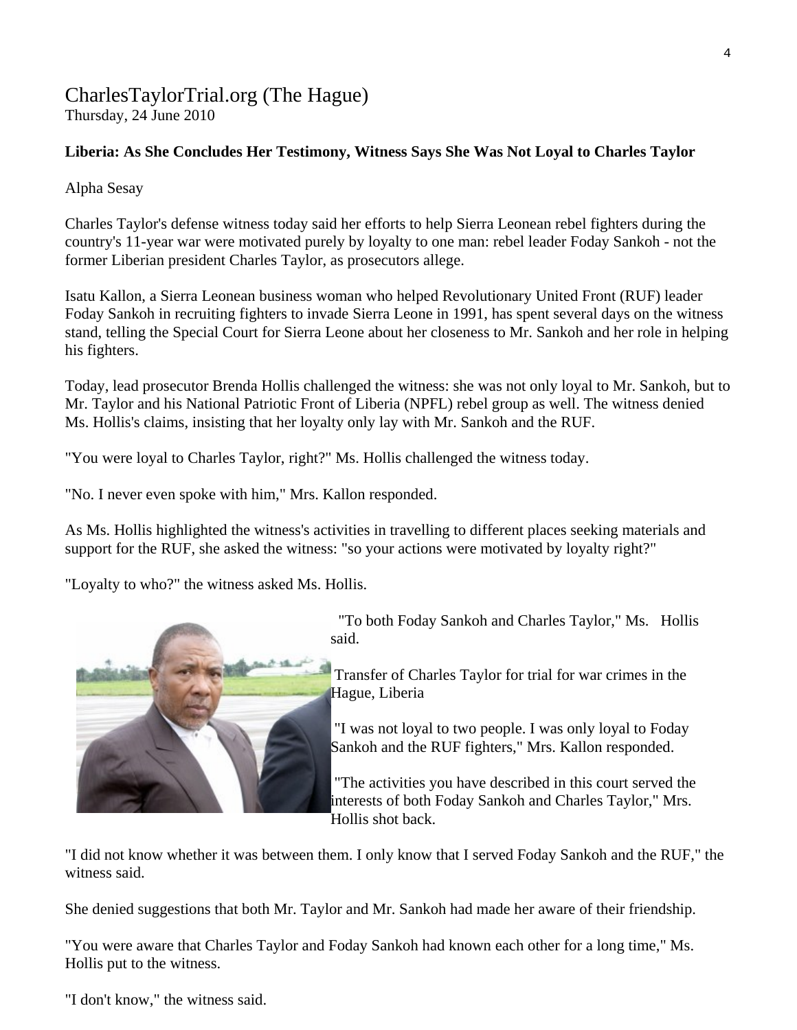CharlesTaylorTrial.org (The Hague)
Thursday, 24 June 2010

**Liberia: As She Concludes Her Testimony, Witness Says She Was Not Loyal to Charles Taylor**

Alpha Sesay

Charles Taylor's defense witness today said her efforts to help Sierra Leonean rebel fighters during the country's 11-year war were motivated purely by loyalty to one man: rebel leader Foday Sankoh - not the former Liberian president Charles Taylor, as prosecutors allege.

Isatu Kallon, a Sierra Leonean business woman who helped Revolutionary United Front (RUF) leader Foday Sankoh in recruiting fighters to invade Sierra Leone in 1991, has spent several days on the witness stand, telling the Special Court for Sierra Leone about her closeness to Mr. Sankoh and her role in helping his fighters.

Today, lead prosecutor Brenda Hollis challenged the witness: she was not only loyal to Mr. Sankoh, but to Mr. Taylor and his National Patriotic Front of Liberia (NPFL) rebel group as well. The witness denied Ms. Hollis's claims, insisting that her loyalty only lay with Mr. Sankoh and the RUF.

"You were loyal to Charles Taylor, right?" Ms. Hollis challenged the witness today.

"No. I never even spoke with him," Mrs. Kallon responded.

As Ms. Hollis highlighted the witness's activities in travelling to different places seeking materials and support for the RUF, she asked the witness: "so your actions were motivated by loyalty right?"

"Loyalty to who?" the witness asked Ms. Hollis.

"To both Foday Sankoh and Charles Taylor," Ms. Hollis said.

Transfer of Charles Taylor for trial for war crimes in the Hague, Liberia

"I was not loyal to two people. I was only loyal to Foday Sankoh and the RUF fighters," Mrs. Kallon responded.

"The activities you have described in this court served the interests of both Foday Sankoh and Charles Taylor," Mrs. Hollis shot back.

"I did not know whether it was between them. I only know that I served Foday Sankoh and the RUF," the witness said.

She denied suggestions that both Mr. Taylor and Mr. Sankoh had made her aware of their friendship.

"You were aware that Charles Taylor and Foday Sankoh had known each other for a long time," Ms. Hollis put to the witness.

"I don't know," the witness said.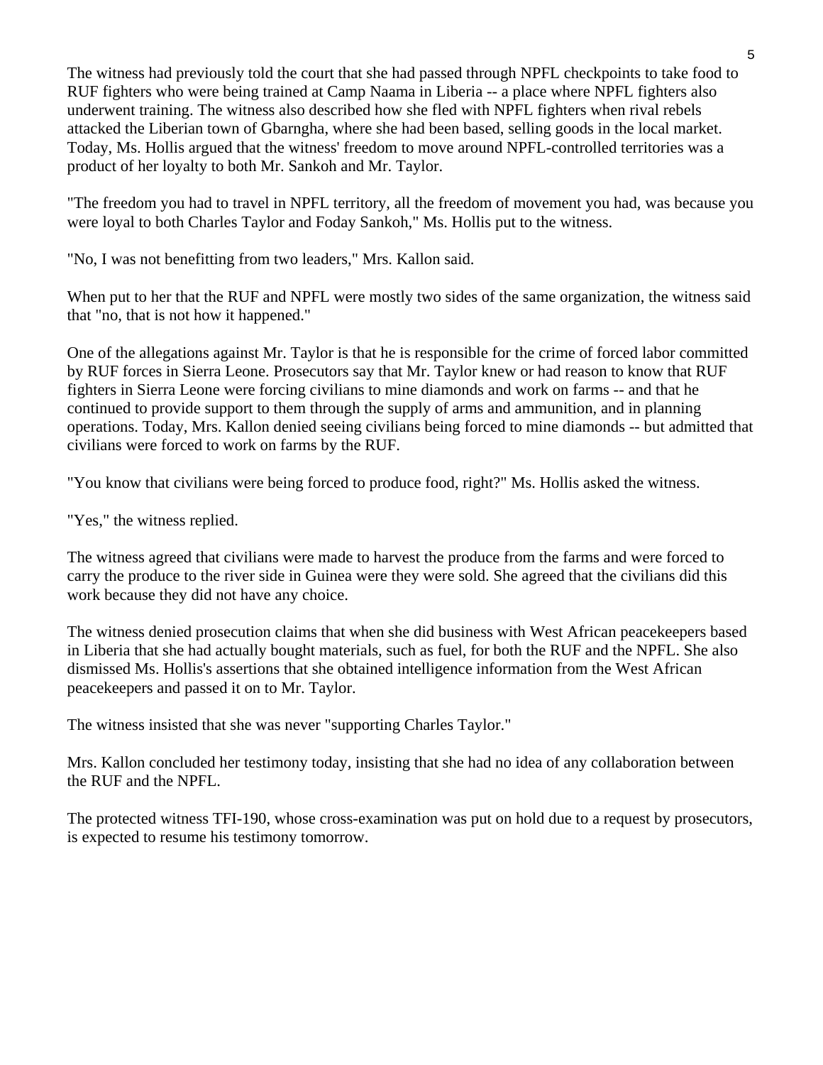The witness had previously told the court that she had passed through NPFL checkpoints to take food to RUF fighters who were being trained at Camp Naama in Liberia -- a place where NPFL fighters also underwent training. The witness also described how she fled with NPFL fighters when rival rebels attacked the Liberian town of Gbarngha, where she had been based, selling goods in the local market. Today, Ms. Hollis argued that the witness' freedom to move around NPFL-controlled territories was a product of her loyalty to both Mr. Sankoh and Mr. Taylor.

"The freedom you had to travel in NPFL territory, all the freedom of movement you had, was because you were loyal to both Charles Taylor and Foday Sankoh," Ms. Hollis put to the witness.

"No, I was not benefitting from two leaders," Mrs. Kallon said.

When put to her that the RUF and NPFL were mostly two sides of the same organization, the witness said that "no, that is not how it happened."

One of the allegations against Mr. Taylor is that he is responsible for the crime of forced labor committed by RUF forces in Sierra Leone. Prosecutors say that Mr. Taylor knew or had reason to know that RUF fighters in Sierra Leone were forcing civilians to mine diamonds and work on farms -- and that he continued to provide support to them through the supply of arms and ammunition, and in planning operations. Today, Mrs. Kallon denied seeing civilians being forced to mine diamonds -- but admitted that civilians were forced to work on farms by the RUF.

"You know that civilians were being forced to produce food, right?" Ms. Hollis asked the witness.

"Yes," the witness replied.

The witness agreed that civilians were made to harvest the produce from the farms and were forced to carry the produce to the river side in Guinea were they were sold. She agreed that the civilians did this work because they did not have any choice.

The witness denied prosecution claims that when she did business with West African peacekeepers based in Liberia that she had actually bought materials, such as fuel, for both the RUF and the NPFL. She also dismissed Ms. Hollis's assertions that she obtained intelligence information from the West African peacekeepers and passed it on to Mr. Taylor.

The witness insisted that she was never "supporting Charles Taylor."

Mrs. Kallon concluded her testimony today, insisting that she had no idea of any collaboration between the RUF and the NPFL.

The protected witness TFI-190, whose cross-examination was put on hold due to a request by prosecutors, is expected to resume his testimony tomorrow.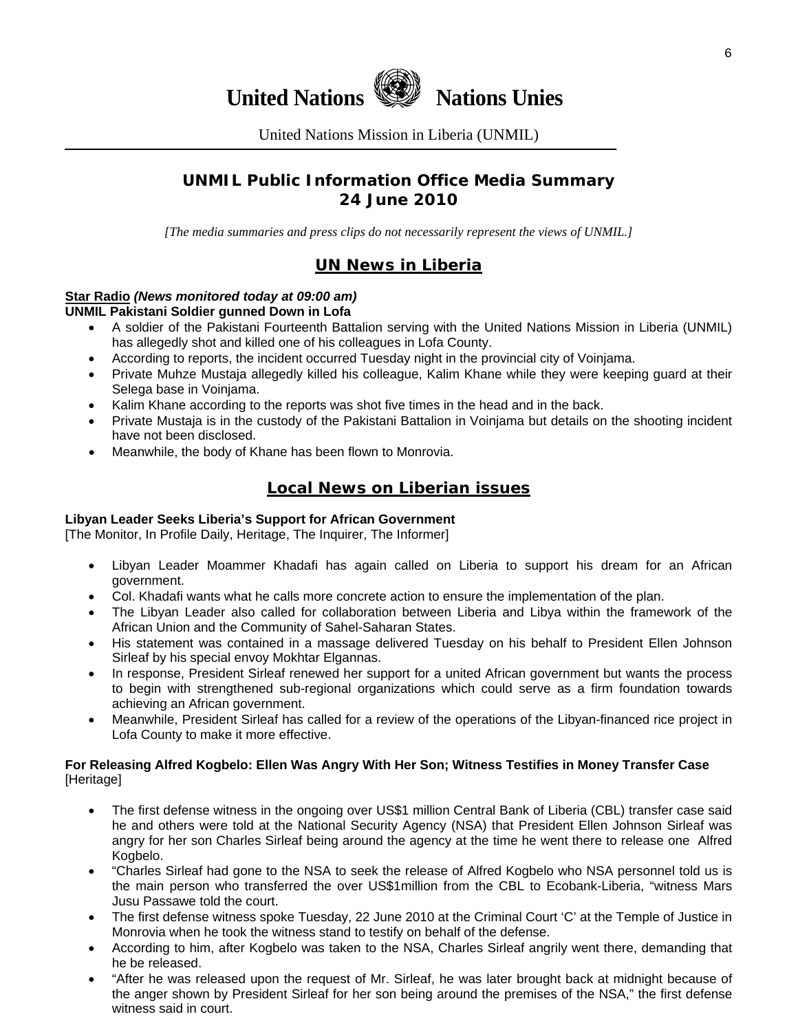# United Nations Nations Unies

United Nations Mission in Liberia (UNMIL)

## UNMIL Public Information Office Media Summary
## 24 June 2010

*[The media summaries and press clips do not necessarily represent the views of UNMIL.]*

## UN News in Liberia

**Star Radio** ***(News monitored today at 09:00 am)***
**UNMIL Pakistani Soldier gunned Down in Lofa**

- A soldier of the Pakistani Fourteenth Battalion serving with the United Nations Mission in Liberia (UNMIL) has allegedly shot and killed one of his colleagues in Lofa County.
- According to reports, the incident occurred Tuesday night in the provincial city of Voinjama.
- Private Muhze Mustaja allegedly killed his colleague, Kalim Khane while they were keeping guard at their Selega base in Voinjama.
- Kalim Khane according to the reports was shot five times in the head and in the back.
- Private Mustaja is in the custody of the Pakistani Battalion in Voinjama but details on the shooting incident have not been disclosed.
- Meanwhile, the body of Khane has been flown to Monrovia.

## Local News on Liberian issues

**Libyan Leader Seeks Liberia's Support for African Government**
[The Monitor, In Profile Daily, Heritage, The Inquirer, The Informer]

- Libyan Leader Moammer Khadafi has again called on Liberia to support his dream for an African government.
- Col. Khadafi wants what he calls more concrete action to ensure the implementation of the plan.
- The Libyan Leader also called for collaboration between Liberia and Libya within the framework of the African Union and the Community of Sahel-Saharan States.
- His statement was contained in a massage delivered Tuesday on his behalf to President Ellen Johnson Sirleaf by his special envoy Mokhtar Elgannas.
- In response, President Sirleaf renewed her support for a united African government but wants the process to begin with strengthened sub-regional organizations which could serve as a firm foundation towards achieving an African government.
- Meanwhile, President Sirleaf has called for a review of the operations of the Libyan-financed rice project in Lofa County to make it more effective.

**For Releasing Alfred Kogbelo: Ellen Was Angry With Her Son; Witness Testifies in Money Transfer Case**
[Heritage]

- The first defense witness in the ongoing over US$1 million Central Bank of Liberia (CBL) transfer case said he and others were told at the National Security Agency (NSA) that President Ellen Johnson Sirleaf was angry for her son Charles Sirleaf being around the agency at the time he went there to release one Alfred Kogbelo.
- "Charles Sirleaf had gone to the NSA to seek the release of Alfred Kogbelo who NSA personnel told us is the main person who transferred the over US$1million from the CBL to Ecobank-Liberia, "witness Mars Jusu Passawe told the court.
- The first defense witness spoke Tuesday, 22 June 2010 at the Criminal Court 'C' at the Temple of Justice in Monrovia when he took the witness stand to testify on behalf of the defense.
- According to him, after Kogbelo was taken to the NSA, Charles Sirleaf angrily went there, demanding that he be released.
- "After he was released upon the request of Mr. Sirleaf, he was later brought back at midnight because of the anger shown by President Sirleaf for her son being around the premises of the NSA," the first defense witness said in court.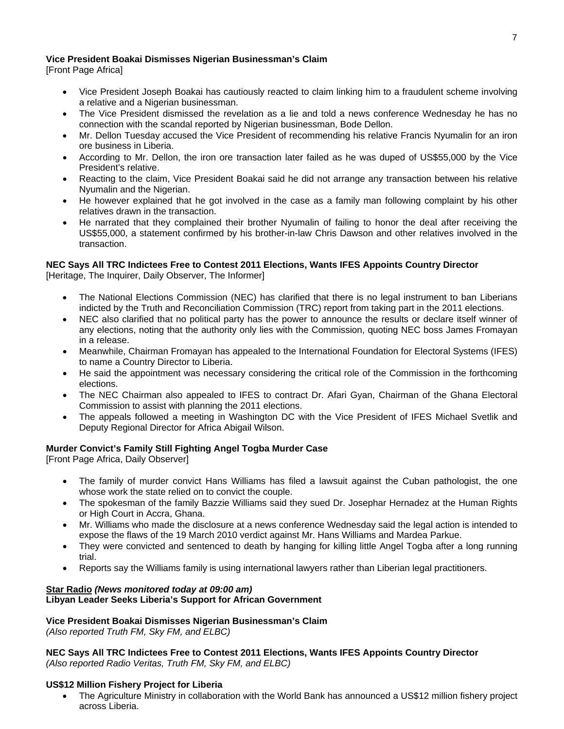**Vice President Boakai Dismisses Nigerian Businessman's Claim**
[Front Page Africa]

- Vice President Joseph Boakai has cautiously reacted to claim linking him to a fraudulent scheme involving a relative and a Nigerian businessman.
- The Vice President dismissed the revelation as a lie and told a news conference Wednesday he has no connection with the scandal reported by Nigerian businessman, Bode Dellon.
- Mr. Dellon Tuesday accused the Vice President of recommending his relative Francis Nyumalin for an iron ore business in Liberia.
- According to Mr. Dellon, the iron ore transaction later failed as he was duped of US$55,000 by the Vice President's relative.
- Reacting to the claim, Vice President Boakai said he did not arrange any transaction between his relative Nyumalin and the Nigerian.
- He however explained that he got involved in the case as a family man following complaint by his other relatives drawn in the transaction.
- He narrated that they complained their brother Nyumalin of failing to honor the deal after receiving the US$55,000, a statement confirmed by his brother-in-law Chris Dawson and other relatives involved in the transaction.

**NEC Says All TRC Indictees Free to Contest 2011 Elections, Wants IFES Appoints Country Director**
[Heritage, The Inquirer, Daily Observer, The Informer]

- The National Elections Commission (NEC) has clarified that there is no legal instrument to ban Liberians indicted by the Truth and Reconciliation Commission (TRC) report from taking part in the 2011 elections.
- NEC also clarified that no political party has the power to announce the results or declare itself winner of any elections, noting that the authority only lies with the Commission, quoting NEC boss James Fromayan in a release.
- Meanwhile, Chairman Fromayan has appealed to the International Foundation for Electoral Systems (IFES) to name a Country Director to Liberia.
- He said the appointment was necessary considering the critical role of the Commission in the forthcoming elections.
- The NEC Chairman also appealed to IFES to contract Dr. Afari Gyan, Chairman of the Ghana Electoral Commission to assist with planning the 2011 elections.
- The appeals followed a meeting in Washington DC with the Vice President of IFES Michael Svetlik and Deputy Regional Director for Africa Abigail Wilson.

**Murder Convict's Family Still Fighting Angel Togba Murder Case**
[Front Page Africa, Daily Observer]

- The family of murder convict Hans Williams has filed a lawsuit against the Cuban pathologist, the one whose work the state relied on to convict the couple.
- The spokesman of the family Bazzie Williams said they sued Dr. Josephar Hernadez at the Human Rights or High Court in Accra, Ghana.
- Mr. Williams who made the disclosure at a news conference Wednesday said the legal action is intended to expose the flaws of the 19 March 2010 verdict against Mr. Hans Williams and Mardea Parkue.
- They were convicted and sentenced to death by hanging for killing little Angel Togba after a long running trial.
- Reports say the Williams family is using international lawyers rather than Liberian legal practitioners.

**Star Radio** ***(News monitored today at 09:00 am)***
**Libyan Leader Seeks Liberia's Support for African Government**

**Vice President Boakai Dismisses Nigerian Businessman's Claim**
*(Also reported Truth FM, Sky FM, and ELBC)*

**NEC Says All TRC Indictees Free to Contest 2011 Elections, Wants IFES Appoints Country Director**
*(Also reported Radio Veritas, Truth FM, Sky FM, and ELBC)*

**US$12 Million Fishery Project for Liberia**

- The Agriculture Ministry in collaboration with the World Bank has announced a US$12 million fishery project across Liberia.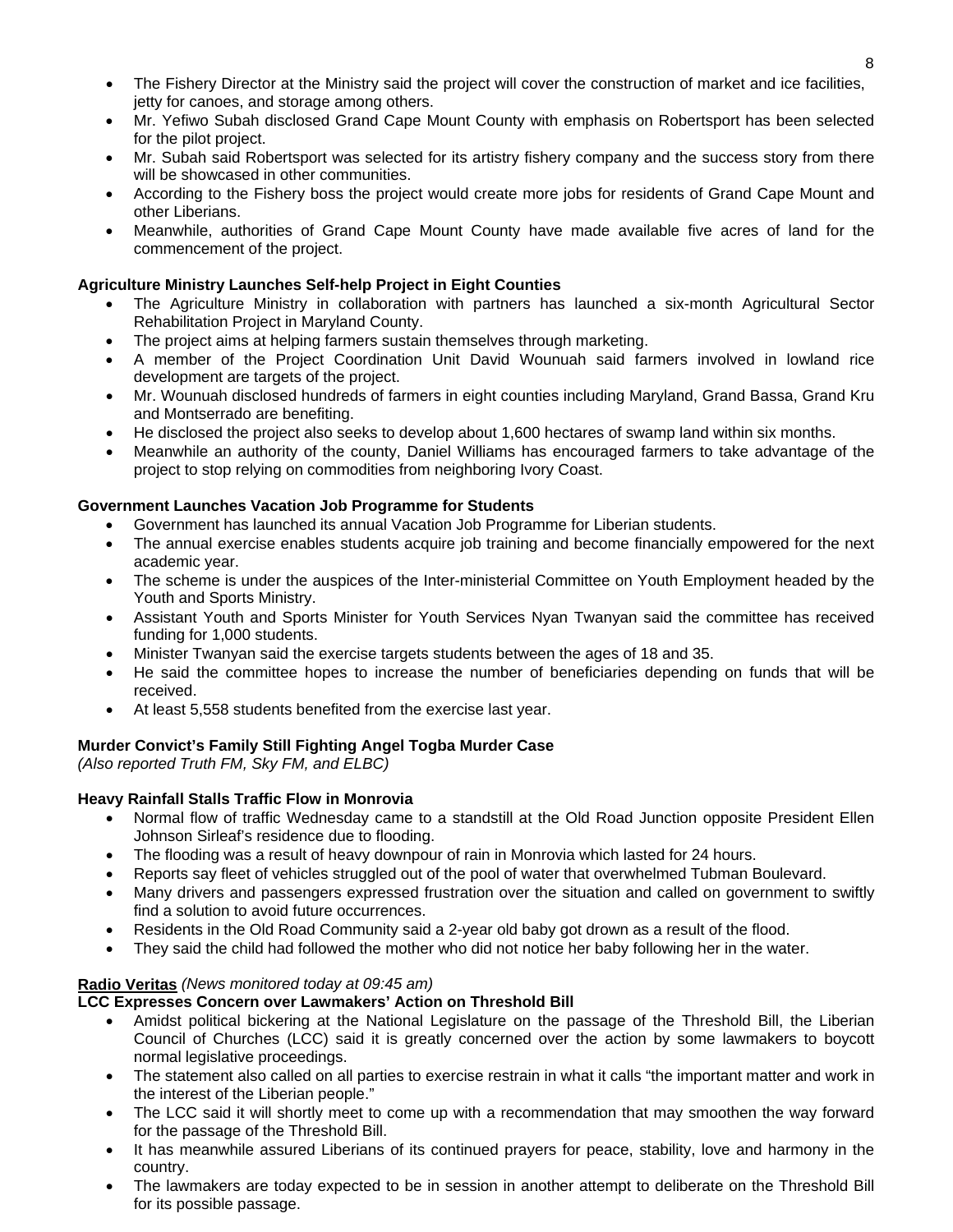- The Fishery Director at the Ministry said the project will cover the construction of market and ice facilities, jetty for canoes, and storage among others.
- Mr. Yefiwo Subah disclosed Grand Cape Mount County with emphasis on Robertsport has been selected for the pilot project.
- Mr. Subah said Robertsport was selected for its artistry fishery company and the success story from there will be showcased in other communities.
- According to the Fishery boss the project would create more jobs for residents of Grand Cape Mount and other Liberians.
- Meanwhile, authorities of Grand Cape Mount County have made available five acres of land for the commencement of the project.

**Agriculture Ministry Launches Self-help Project in Eight Counties**

- The Agriculture Ministry in collaboration with partners has launched a six-month Agricultural Sector Rehabilitation Project in Maryland County.
- The project aims at helping farmers sustain themselves through marketing.
- A member of the Project Coordination Unit David Wounuah said farmers involved in lowland rice development are targets of the project.
- Mr. Wounuah disclosed hundreds of farmers in eight counties including Maryland, Grand Bassa, Grand Kru and Montserrado are benefiting.
- He disclosed the project also seeks to develop about 1,600 hectares of swamp land within six months.
- Meanwhile an authority of the county, Daniel Williams has encouraged farmers to take advantage of the project to stop relying on commodities from neighboring Ivory Coast.

**Government Launches Vacation Job Programme for Students**

- Government has launched its annual Vacation Job Programme for Liberian students.
- The annual exercise enables students acquire job training and become financially empowered for the next academic year.
- The scheme is under the auspices of the Inter-ministerial Committee on Youth Employment headed by the Youth and Sports Ministry.
- Assistant Youth and Sports Minister for Youth Services Nyan Twanyan said the committee has received funding for 1,000 students.
- Minister Twanyan said the exercise targets students between the ages of 18 and 35.
- He said the committee hopes to increase the number of beneficiaries depending on funds that will be received.
- At least 5,558 students benefited from the exercise last year.

**Murder Convict's Family Still Fighting Angel Togba Murder Case**
*(Also reported Truth FM, Sky FM, and ELBC)*

**Heavy Rainfall Stalls Traffic Flow in Monrovia**

- Normal flow of traffic Wednesday came to a standstill at the Old Road Junction opposite President Ellen Johnson Sirleaf's residence due to flooding.
- The flooding was a result of heavy downpour of rain in Monrovia which lasted for 24 hours.
- Reports say fleet of vehicles struggled out of the pool of water that overwhelmed Tubman Boulevard.
- Many drivers and passengers expressed frustration over the situation and called on government to swiftly find a solution to avoid future occurrences.
- Residents in the Old Road Community said a 2-year old baby got drown as a result of the flood.
- They said the child had followed the mother who did not notice her baby following her in the water.

**Radio Veritas** *(News monitored today at 09:45 am)*

**LCC Expresses Concern over Lawmakers' Action on Threshold Bill**

- Amidst political bickering at the National Legislature on the passage of the Threshold Bill, the Liberian Council of Churches (LCC) said it is greatly concerned over the action by some lawmakers to boycott normal legislative proceedings.
- The statement also called on all parties to exercise restrain in what it calls "the important matter and work in the interest of the Liberian people."
- The LCC said it will shortly meet to come up with a recommendation that may smoothen the way forward for the passage of the Threshold Bill.
- It has meanwhile assured Liberians of its continued prayers for peace, stability, love and harmony in the country.
- The lawmakers are today expected to be in session in another attempt to deliberate on the Threshold Bill for its possible passage.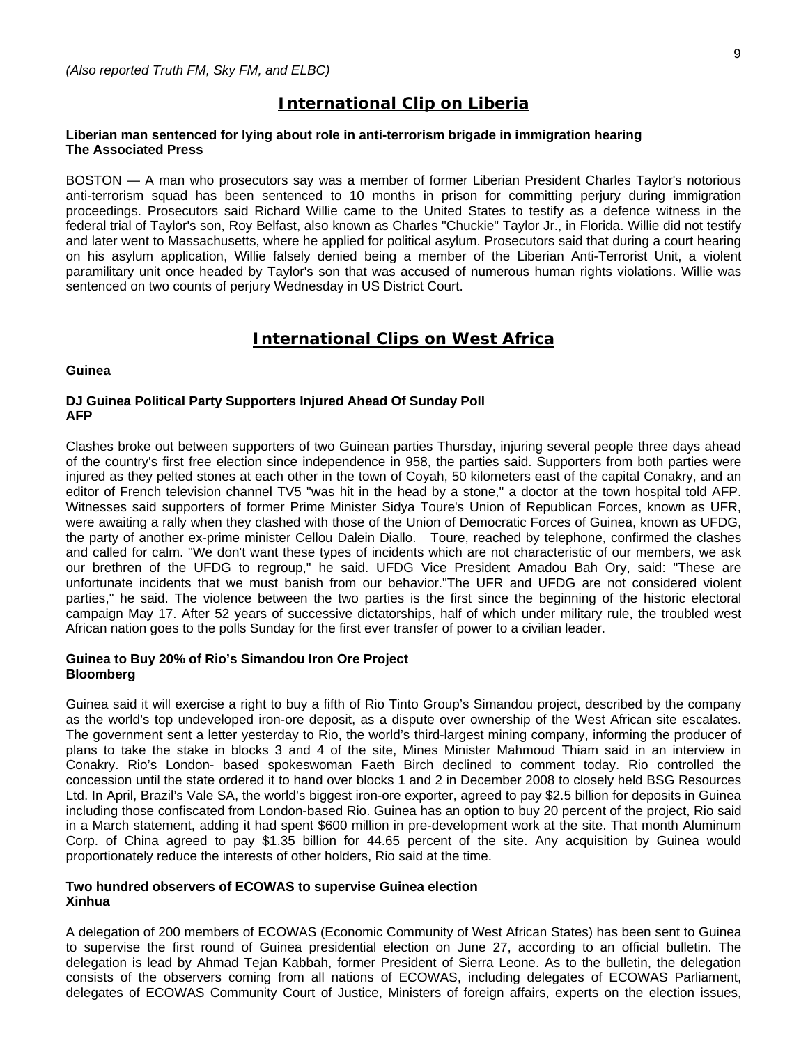*(Also reported Truth FM, Sky FM, and ELBC)*

## International Clip on Liberia

**Liberian man sentenced for lying about role in anti-terrorism brigade in immigration hearing**
**The Associated Press**

BOSTON — A man who prosecutors say was a member of former Liberian President Charles Taylor's notorious anti-terrorism squad has been sentenced to 10 months in prison for committing perjury during immigration proceedings. Prosecutors said Richard Willie came to the United States to testify as a defence witness in the federal trial of Taylor's son, Roy Belfast, also known as Charles "Chuckie" Taylor Jr., in Florida. Willie did not testify and later went to Massachusetts, where he applied for political asylum. Prosecutors said that during a court hearing on his asylum application, Willie falsely denied being a member of the Liberian Anti-Terrorist Unit, a violent paramilitary unit once headed by Taylor's son that was accused of numerous human rights violations. Willie was sentenced on two counts of perjury Wednesday in US District Court.

## International Clips on West Africa

**Guinea**

**DJ Guinea Political Party Supporters Injured Ahead Of Sunday Poll**
**AFP**

Clashes broke out between supporters of two Guinean parties Thursday, injuring several people three days ahead of the country's first free election since independence in 958, the parties said. Supporters from both parties were injured as they pelted stones at each other in the town of Coyah, 50 kilometers east of the capital Conakry, and an editor of French television channel TV5 "was hit in the head by a stone," a doctor at the town hospital told AFP. Witnesses said supporters of former Prime Minister Sidya Toure's Union of Republican Forces, known as UFR, were awaiting a rally when they clashed with those of the Union of Democratic Forces of Guinea, known as UFDG, the party of another ex-prime minister Cellou Dalein Diallo. Toure, reached by telephone, confirmed the clashes and called for calm. "We don't want these types of incidents which are not characteristic of our members, we ask our brethren of the UFDG to regroup," he said. UFDG Vice President Amadou Bah Ory, said: "These are unfortunate incidents that we must banish from our behavior."The UFR and UFDG are not considered violent parties," he said. The violence between the two parties is the first since the beginning of the historic electoral campaign May 17. After 52 years of successive dictatorships, half of which under military rule, the troubled west African nation goes to the polls Sunday for the first ever transfer of power to a civilian leader.

**Guinea to Buy 20% of Rio's Simandou Iron Ore Project**
**Bloomberg**

Guinea said it will exercise a right to buy a fifth of Rio Tinto Group's Simandou project, described by the company as the world's top undeveloped iron-ore deposit, as a dispute over ownership of the West African site escalates. The government sent a letter yesterday to Rio, the world's third-largest mining company, informing the producer of plans to take the stake in blocks 3 and 4 of the site, Mines Minister Mahmoud Thiam said in an interview in Conakry. Rio's London- based spokeswoman Faeth Birch declined to comment today. Rio controlled the concession until the state ordered it to hand over blocks 1 and 2 in December 2008 to closely held BSG Resources Ltd. In April, Brazil's Vale SA, the world's biggest iron-ore exporter, agreed to pay $2.5 billion for deposits in Guinea including those confiscated from London-based Rio. Guinea has an option to buy 20 percent of the project, Rio said in a March statement, adding it had spent $600 million in pre-development work at the site. That month Aluminum Corp. of China agreed to pay $1.35 billion for 44.65 percent of the site. Any acquisition by Guinea would proportionately reduce the interests of other holders, Rio said at the time.

**Two hundred observers of ECOWAS to supervise Guinea election**
**Xinhua**

A delegation of 200 members of ECOWAS (Economic Community of West African States) has been sent to Guinea to supervise the first round of Guinea presidential election on June 27, according to an official bulletin. The delegation is lead by Ahmad Tejan Kabbah, former President of Sierra Leone. As to the bulletin, the delegation consists of the observers coming from all nations of ECOWAS, including delegates of ECOWAS Parliament, delegates of ECOWAS Community Court of Justice, Ministers of foreign affairs, experts on the election issues,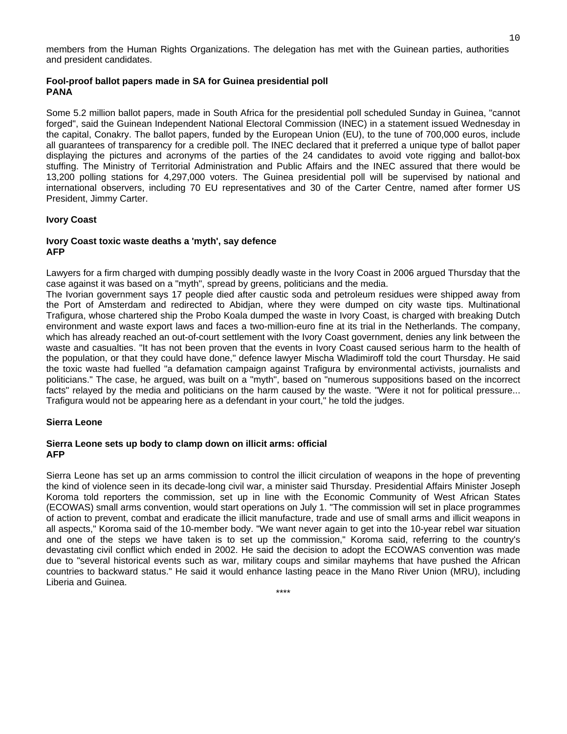members from the Human Rights Organizations. The delegation has met with the Guinean parties, authorities and president candidates.

**Fool-proof ballot papers made in SA for Guinea presidential poll**
**PANA**

Some 5.2 million ballot papers, made in South Africa for the presidential poll scheduled Sunday in Guinea, "cannot forged", said the Guinean Independent National Electoral Commission (INEC) in a statement issued Wednesday in the capital, Conakry. The ballot papers, funded by the European Union (EU), to the tune of 700,000 euros, include all guarantees of transparency for a credible poll. The INEC declared that it preferred a unique type of ballot paper displaying the pictures and acronyms of the parties of the 24 candidates to avoid vote rigging and ballot-box stuffing. The Ministry of Territorial Administration and Public Affairs and the INEC assured that there would be 13,200 polling stations for 4,297,000 voters. The Guinea presidential poll will be supervised by national and international observers, including 70 EU representatives and 30 of the Carter Centre, named after former US President, Jimmy Carter.

## Ivory Coast

**Ivory Coast toxic waste deaths a 'myth', say defence**
**AFP**

Lawyers for a firm charged with dumping possibly deadly waste in the Ivory Coast in 2006 argued Thursday that the case against it was based on a "myth", spread by greens, politicians and the media.
The Ivorian government says 17 people died after caustic soda and petroleum residues were shipped away from the Port of Amsterdam and redirected to Abidjan, where they were dumped on city waste tips. Multinational Trafigura, whose chartered ship the Probo Koala dumped the waste in Ivory Coast, is charged with breaking Dutch environment and waste export laws and faces a two-million-euro fine at its trial in the Netherlands. The company, which has already reached an out-of-court settlement with the Ivory Coast government, denies any link between the waste and casualties. "It has not been proven that the events in Ivory Coast caused serious harm to the health of the population, or that they could have done," defence lawyer Mischa Wladimiroff told the court Thursday. He said the toxic waste had fuelled "a defamation campaign against Trafigura by environmental activists, journalists and politicians." The case, he argued, was built on a "myth", based on "numerous suppositions based on the incorrect facts" relayed by the media and politicians on the harm caused by the waste. "Were it not for political pressure... Trafigura would not be appearing here as a defendant in your court," he told the judges.

## Sierra Leone

**Sierra Leone sets up body to clamp down on illicit arms: official**
**AFP**

Sierra Leone has set up an arms commission to control the illicit circulation of weapons in the hope of preventing the kind of violence seen in its decade-long civil war, a minister said Thursday. Presidential Affairs Minister Joseph Koroma told reporters the commission, set up in line with the Economic Community of West African States (ECOWAS) small arms convention, would start operations on July 1. "The commission will set in place programmes of action to prevent, combat and eradicate the illicit manufacture, trade and use of small arms and illicit weapons in all aspects," Koroma said of the 10-member body. "We want never again to get into the 10-year rebel war situation and one of the steps we have taken is to set up the commission," Koroma said, referring to the country's devastating civil conflict which ended in 2002. He said the decision to adopt the ECOWAS convention was made due to "several historical events such as war, military coups and similar mayhems that have pushed the African countries to backward status." He said it would enhance lasting peace in the Mano River Union (MRU), including Liberia and Guinea.

****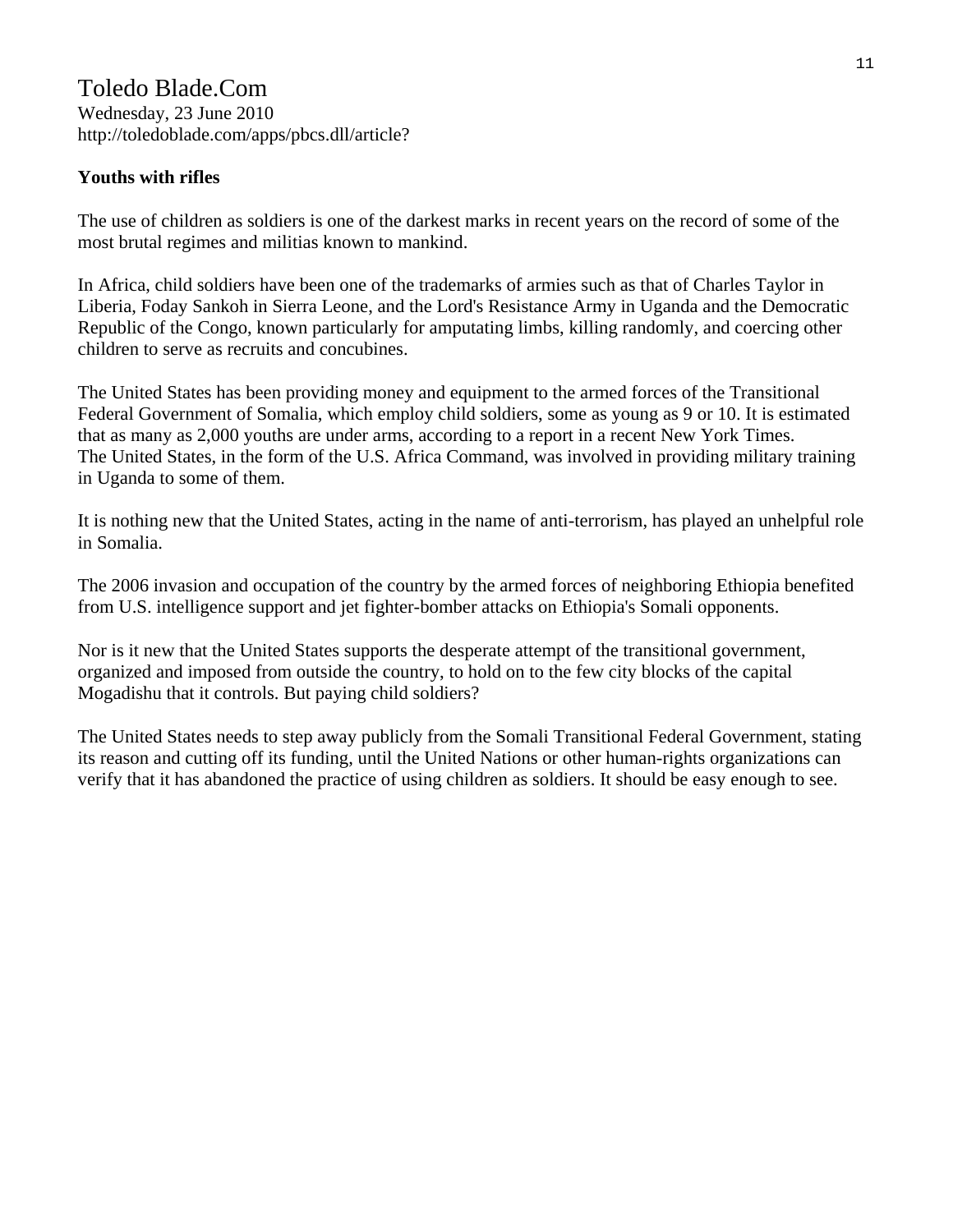Toledo Blade.Com

Wednesday, 23 June 2010

http://toledoblade.com/apps/pbcs.dll/article?

**Youths with rifles**

The use of children as soldiers is one of the darkest marks in recent years on the record of some of the most brutal regimes and militias known to mankind.

In Africa, child soldiers have been one of the trademarks of armies such as that of Charles Taylor in Liberia, Foday Sankoh in Sierra Leone, and the Lord's Resistance Army in Uganda and the Democratic Republic of the Congo, known particularly for amputating limbs, killing randomly, and coercing other children to serve as recruits and concubines.

The United States has been providing money and equipment to the armed forces of the Transitional Federal Government of Somalia, which employ child soldiers, some as young as 9 or 10. It is estimated that as many as 2,000 youths are under arms, according to a report in a recent New York Times. The United States, in the form of the U.S. Africa Command, was involved in providing military training in Uganda to some of them.

It is nothing new that the United States, acting in the name of anti-terrorism, has played an unhelpful role in Somalia.

The 2006 invasion and occupation of the country by the armed forces of neighboring Ethiopia benefited from U.S. intelligence support and jet fighter-bomber attacks on Ethiopia's Somali opponents.

Nor is it new that the United States supports the desperate attempt of the transitional government, organized and imposed from outside the country, to hold on to the few city blocks of the capital Mogadishu that it controls. But paying child soldiers?

The United States needs to step away publicly from the Somali Transitional Federal Government, stating its reason and cutting off its funding, until the United Nations or other human-rights organizations can verify that it has abandoned the practice of using children as soldiers. It should be easy enough to see.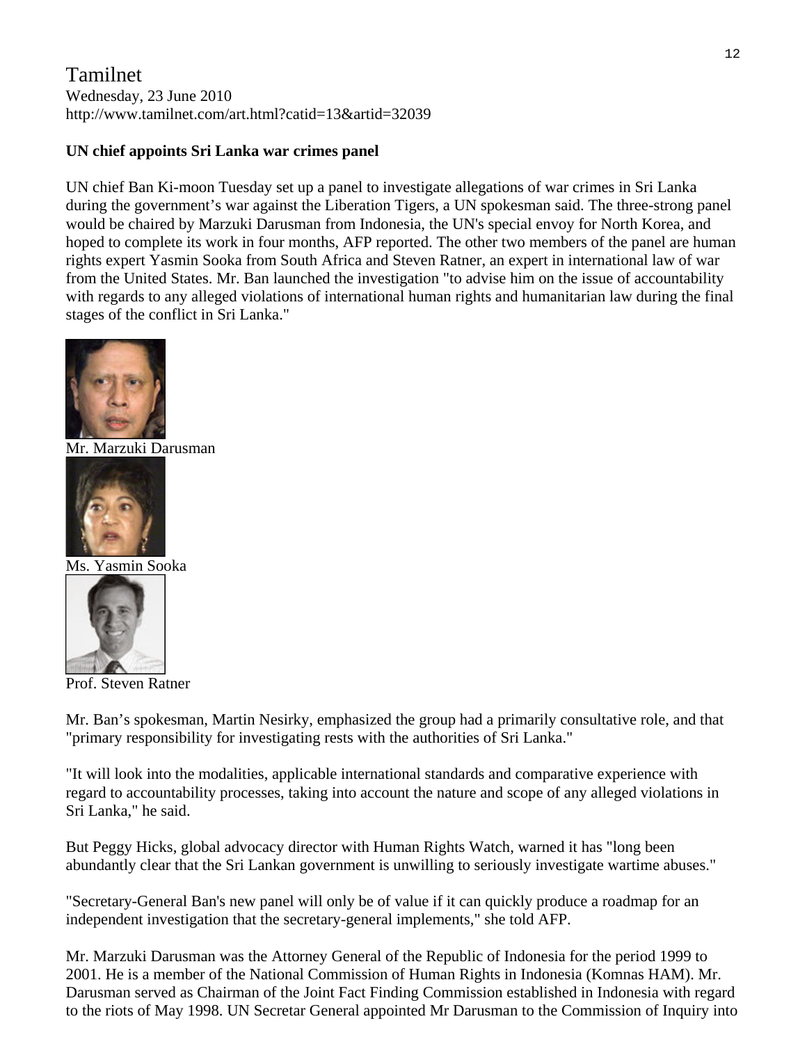Tamilnet
Wednesday, 23 June 2010
http://www.tamilnet.com/art.html?catid=13&artid=32039

**UN chief appoints Sri Lanka war crimes panel**

UN chief Ban Ki-moon Tuesday set up a panel to investigate allegations of war crimes in Sri Lanka during the government's war against the Liberation Tigers, a UN spokesman said. The three-strong panel would be chaired by Marzuki Darusman from Indonesia, the UN's special envoy for North Korea, and hoped to complete its work in four months, AFP reported. The other two members of the panel are human rights expert Yasmin Sooka from South Africa and Steven Ratner, an expert in international law of war from the United States. Mr. Ban launched the investigation "to advise him on the issue of accountability with regards to any alleged violations of international human rights and humanitarian law during the final stages of the conflict in Sri Lanka."

Mr. Marzuki Darusman

Ms. Yasmin Sooka

Prof. Steven Ratner

Mr. Ban's spokesman, Martin Nesirky, emphasized the group had a primarily consultative role, and that "primary responsibility for investigating rests with the authorities of Sri Lanka."

"It will look into the modalities, applicable international standards and comparative experience with regard to accountability processes, taking into account the nature and scope of any alleged violations in Sri Lanka," he said.

But Peggy Hicks, global advocacy director with Human Rights Watch, warned it has "long been abundantly clear that the Sri Lankan government is unwilling to seriously investigate wartime abuses."

"Secretary-General Ban's new panel will only be of value if it can quickly produce a roadmap for an independent investigation that the secretary-general implements," she told AFP.

Mr. Marzuki Darusman was the Attorney General of the Republic of Indonesia for the period 1999 to 2001. He is a member of the National Commission of Human Rights in Indonesia (Komnas HAM). Mr. Darusman served as Chairman of the Joint Fact Finding Commission established in Indonesia with regard to the riots of May 1998. UN Secretar General appointed Mr Darusman to the Commission of Inquiry into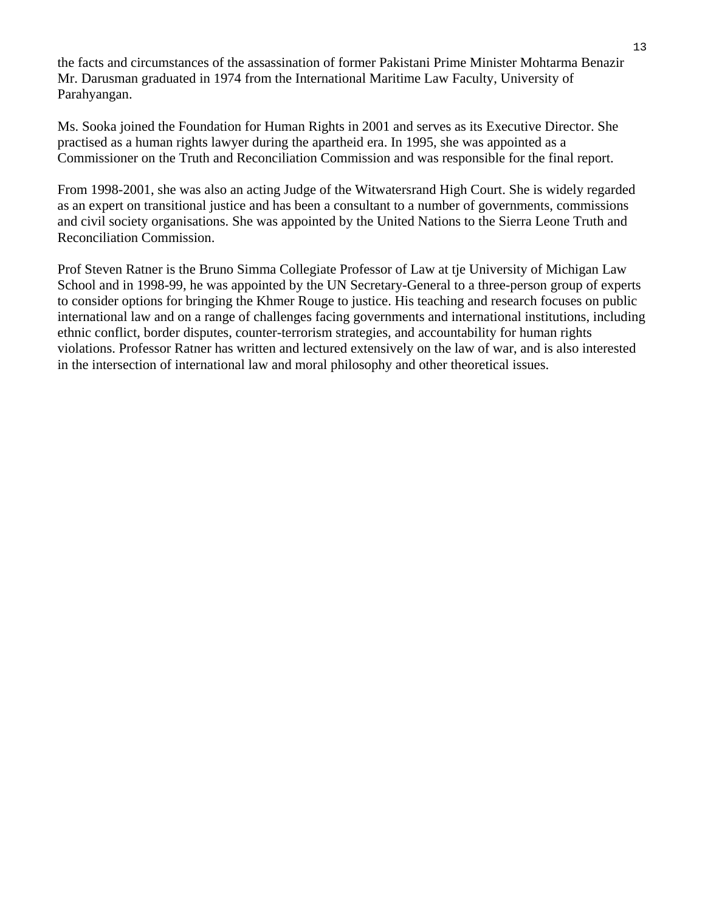the facts and circumstances of the assassination of former Pakistani Prime Minister Mohtarma Benazir
Mr. Darusman graduated in 1974 from the International Maritime Law Faculty, University of Parahyangan.

Ms. Sooka joined the Foundation for Human Rights in 2001 and serves as its Executive Director. She practised as a human rights lawyer during the apartheid era. In 1995, she was appointed as a Commissioner on the Truth and Reconciliation Commission and was responsible for the final report.

From 1998-2001, she was also an acting Judge of the Witwatersrand High Court. She is widely regarded as an expert on transitional justice and has been a consultant to a number of governments, commissions and civil society organisations. She was appointed by the United Nations to the Sierra Leone Truth and Reconciliation Commission.

Prof Steven Ratner is the Bruno Simma Collegiate Professor of Law at tje University of Michigan Law School and in 1998-99, he was appointed by the UN Secretary-General to a three-person group of experts to consider options for bringing the Khmer Rouge to justice. His teaching and research focuses on public international law and on a range of challenges facing governments and international institutions, including ethnic conflict, border disputes, counter-terrorism strategies, and accountability for human rights violations. Professor Ratner has written and lectured extensively on the law of war, and is also interested in the intersection of international law and moral philosophy and other theoretical issues.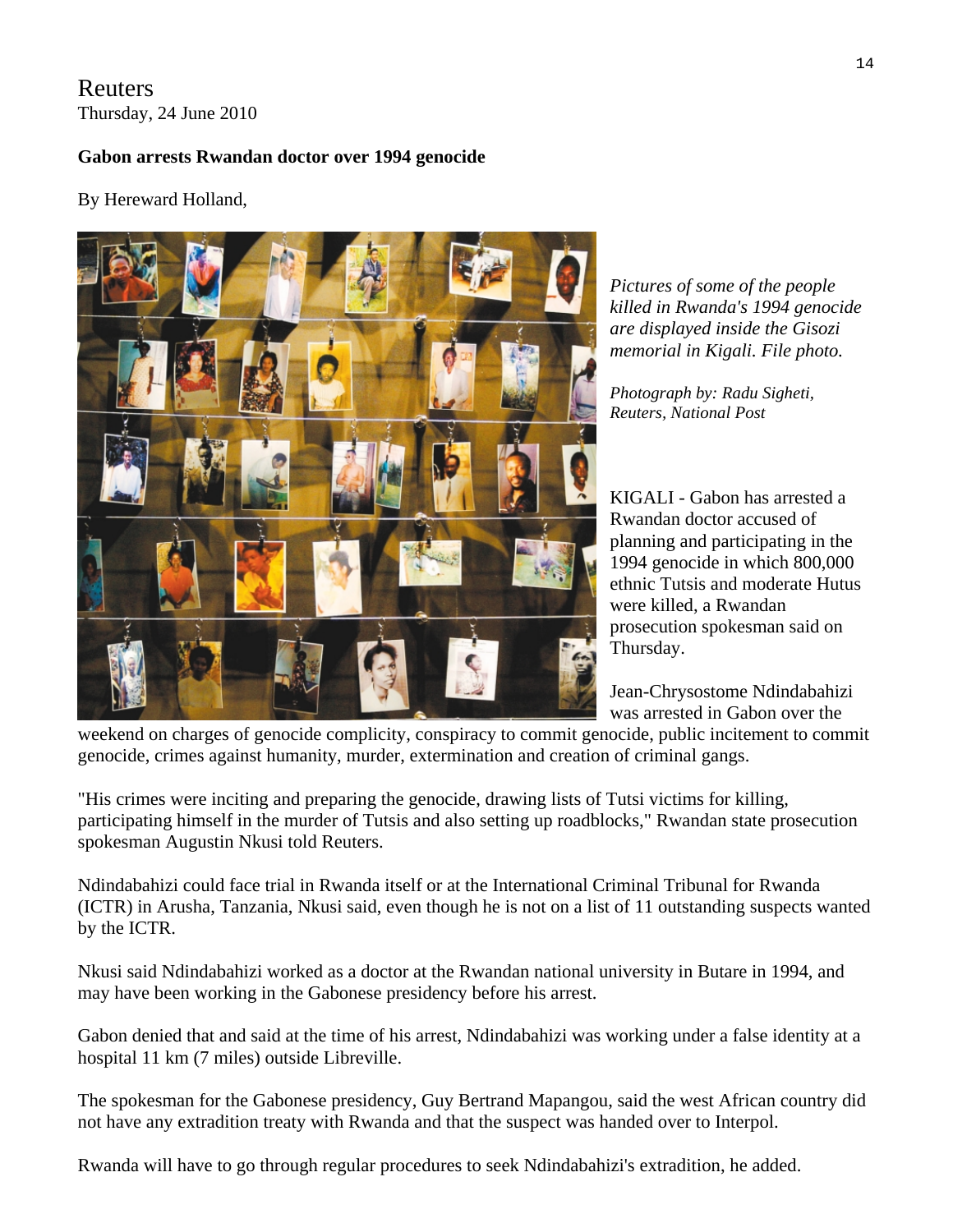Reuters
Thursday, 24 June 2010

**Gabon arrests Rwandan doctor over 1994 genocide**

By Hereward Holland,

*Pictures of some of the people killed in Rwanda's 1994 genocide are displayed inside the Gisozi memorial in Kigali. File photo.*

*Photograph by: Radu Sigheti, Reuters, National Post*

KIGALI - Gabon has arrested a Rwandan doctor accused of planning and participating in the 1994 genocide in which 800,000 ethnic Tutsis and moderate Hutus were killed, a Rwandan prosecution spokesman said on Thursday.

Jean-Chrysostome Ndindabahizi was arrested in Gabon over the weekend on charges of genocide complicity, conspiracy to commit genocide, public incitement to commit genocide, crimes against humanity, murder, extermination and creation of criminal gangs.

"His crimes were inciting and preparing the genocide, drawing lists of Tutsi victims for killing, participating himself in the murder of Tutsis and also setting up roadblocks," Rwandan state prosecution spokesman Augustin Nkusi told Reuters.

Ndindabahizi could face trial in Rwanda itself or at the International Criminal Tribunal for Rwanda (ICTR) in Arusha, Tanzania, Nkusi said, even though he is not on a list of 11 outstanding suspects wanted by the ICTR.

Nkusi said Ndindabahizi worked as a doctor at the Rwandan national university in Butare in 1994, and may have been working in the Gabonese presidency before his arrest.

Gabon denied that and said at the time of his arrest, Ndindabahizi was working under a false identity at a hospital 11 km (7 miles) outside Libreville.

The spokesman for the Gabonese presidency, Guy Bertrand Mapangou, said the west African country did not have any extradition treaty with Rwanda and that the suspect was handed over to Interpol.

Rwanda will have to go through regular procedures to seek Ndindabahizi's extradition, he added.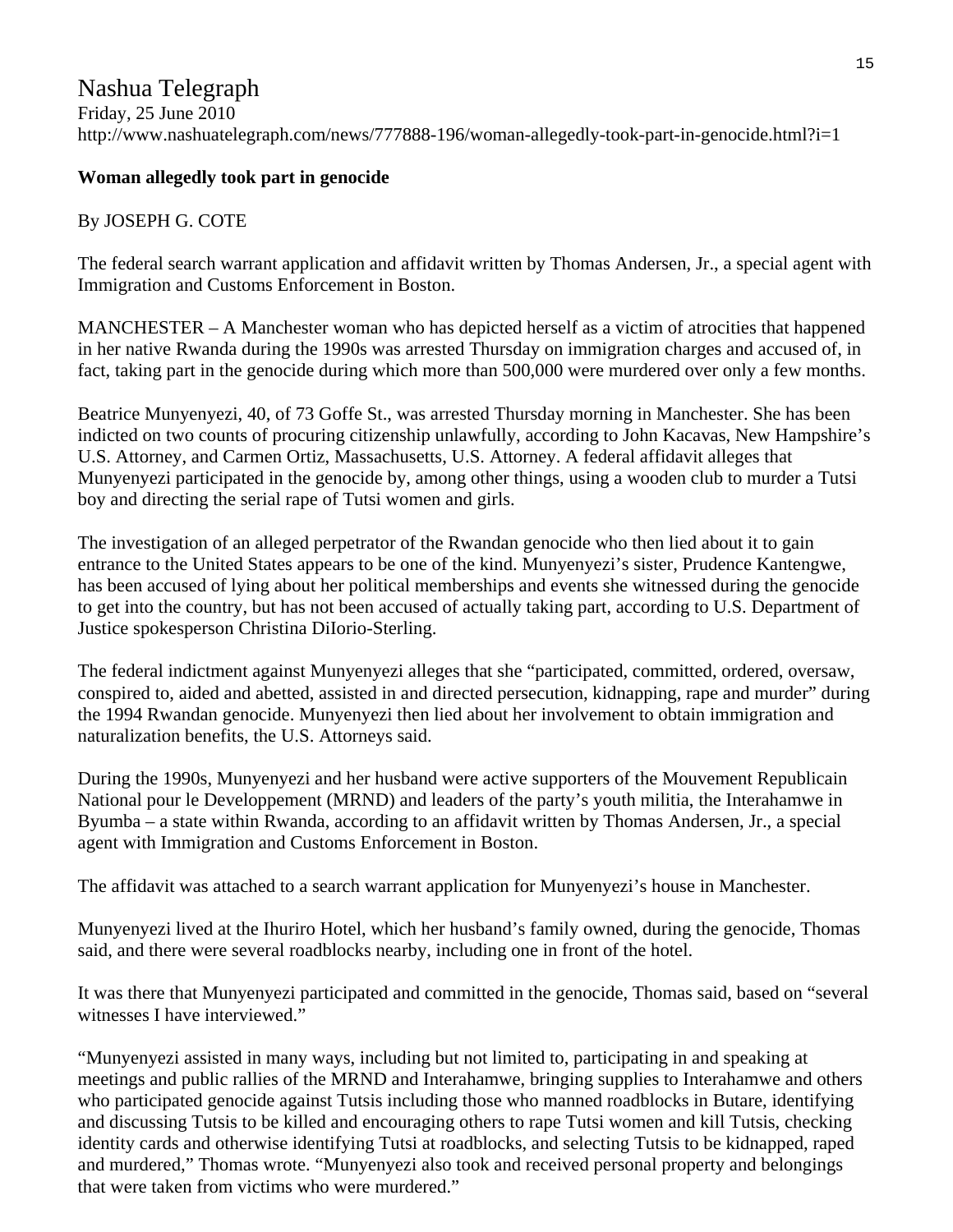# Nashua Telegraph

Friday, 25 June 2010

http://www.nashuatelegraph.com/news/777888-196/woman-allegedly-took-part-in-genocide.html?i=1

**Woman allegedly took part in genocide**

By JOSEPH G. COTE

The federal search warrant application and affidavit written by Thomas Andersen, Jr., a special agent with Immigration and Customs Enforcement in Boston.

MANCHESTER – A Manchester woman who has depicted herself as a victim of atrocities that happened in her native Rwanda during the 1990s was arrested Thursday on immigration charges and accused of, in fact, taking part in the genocide during which more than 500,000 were murdered over only a few months.

Beatrice Munyenyezi, 40, of 73 Goffe St., was arrested Thursday morning in Manchester. She has been indicted on two counts of procuring citizenship unlawfully, according to John Kacavas, New Hampshire's U.S. Attorney, and Carmen Ortiz, Massachusetts, U.S. Attorney. A federal affidavit alleges that Munyenyezi participated in the genocide by, among other things, using a wooden club to murder a Tutsi boy and directing the serial rape of Tutsi women and girls.

The investigation of an alleged perpetrator of the Rwandan genocide who then lied about it to gain entrance to the United States appears to be one of the kind. Munyenyezi's sister, Prudence Kantengwe, has been accused of lying about her political memberships and events she witnessed during the genocide to get into the country, but has not been accused of actually taking part, according to U.S. Department of Justice spokesperson Christina DiIorio-Sterling.

The federal indictment against Munyenyezi alleges that she "participated, committed, ordered, oversaw, conspired to, aided and abetted, assisted in and directed persecution, kidnapping, rape and murder" during the 1994 Rwandan genocide. Munyenyezi then lied about her involvement to obtain immigration and naturalization benefits, the U.S. Attorneys said.

During the 1990s, Munyenyezi and her husband were active supporters of the Mouvement Republicain National pour le Developpement (MRND) and leaders of the party's youth militia, the Interahamwe in Byumba – a state within Rwanda, according to an affidavit written by Thomas Andersen, Jr., a special agent with Immigration and Customs Enforcement in Boston.

The affidavit was attached to a search warrant application for Munyenyezi's house in Manchester.

Munyenyezi lived at the Ihuriro Hotel, which her husband's family owned, during the genocide, Thomas said, and there were several roadblocks nearby, including one in front of the hotel.

It was there that Munyenyezi participated and committed in the genocide, Thomas said, based on "several witnesses I have interviewed."

"Munyenyezi assisted in many ways, including but not limited to, participating in and speaking at meetings and public rallies of the MRND and Interahamwe, bringing supplies to Interahamwe and others who participated genocide against Tutsis including those who manned roadblocks in Butare, identifying and discussing Tutsis to be killed and encouraging others to rape Tutsi women and kill Tutsis, checking identity cards and otherwise identifying Tutsi at roadblocks, and selecting Tutsis to be kidnapped, raped and murdered," Thomas wrote. "Munyenyezi also took and received personal property and belongings that were taken from victims who were murdered."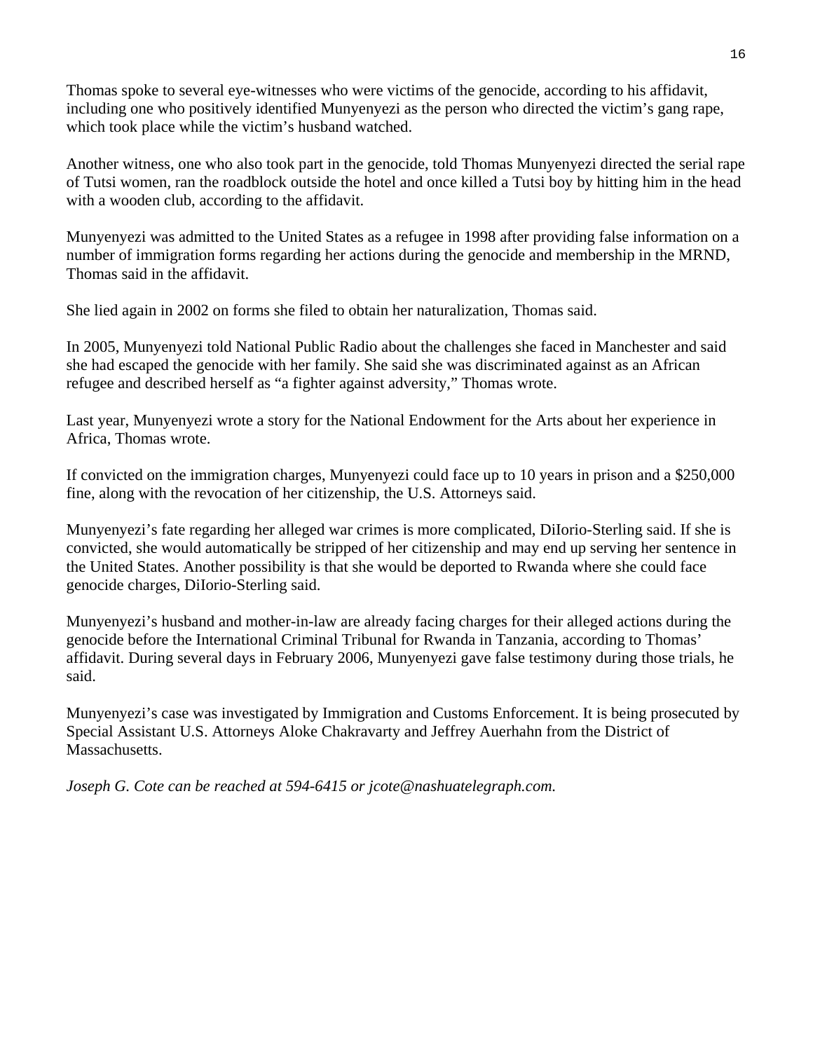Thomas spoke to several eye-witnesses who were victims of the genocide, according to his affidavit, including one who positively identified Munyenyezi as the person who directed the victim's gang rape, which took place while the victim's husband watched.

Another witness, one who also took part in the genocide, told Thomas Munyenyezi directed the serial rape of Tutsi women, ran the roadblock outside the hotel and once killed a Tutsi boy by hitting him in the head with a wooden club, according to the affidavit.

Munyenyezi was admitted to the United States as a refugee in 1998 after providing false information on a number of immigration forms regarding her actions during the genocide and membership in the MRND, Thomas said in the affidavit.

She lied again in 2002 on forms she filed to obtain her naturalization, Thomas said.

In 2005, Munyenyezi told National Public Radio about the challenges she faced in Manchester and said she had escaped the genocide with her family. She said she was discriminated against as an African refugee and described herself as "a fighter against adversity," Thomas wrote.

Last year, Munyenyezi wrote a story for the National Endowment for the Arts about her experience in Africa, Thomas wrote.

If convicted on the immigration charges, Munyenyezi could face up to 10 years in prison and a $250,000 fine, along with the revocation of her citizenship, the U.S. Attorneys said.

Munyenyezi's fate regarding her alleged war crimes is more complicated, DiIorio-Sterling said. If she is convicted, she would automatically be stripped of her citizenship and may end up serving her sentence in the United States. Another possibility is that she would be deported to Rwanda where she could face genocide charges, DiIorio-Sterling said.

Munyenyezi's husband and mother-in-law are already facing charges for their alleged actions during the genocide before the International Criminal Tribunal for Rwanda in Tanzania, according to Thomas' affidavit. During several days in February 2006, Munyenyezi gave false testimony during those trials, he said.

Munyenyezi's case was investigated by Immigration and Customs Enforcement. It is being prosecuted by Special Assistant U.S. Attorneys Aloke Chakravarty and Jeffrey Auerhahn from the District of Massachusetts.

*Joseph G. Cote can be reached at 594-6415 or jcote@nashuatelegraph.com.*